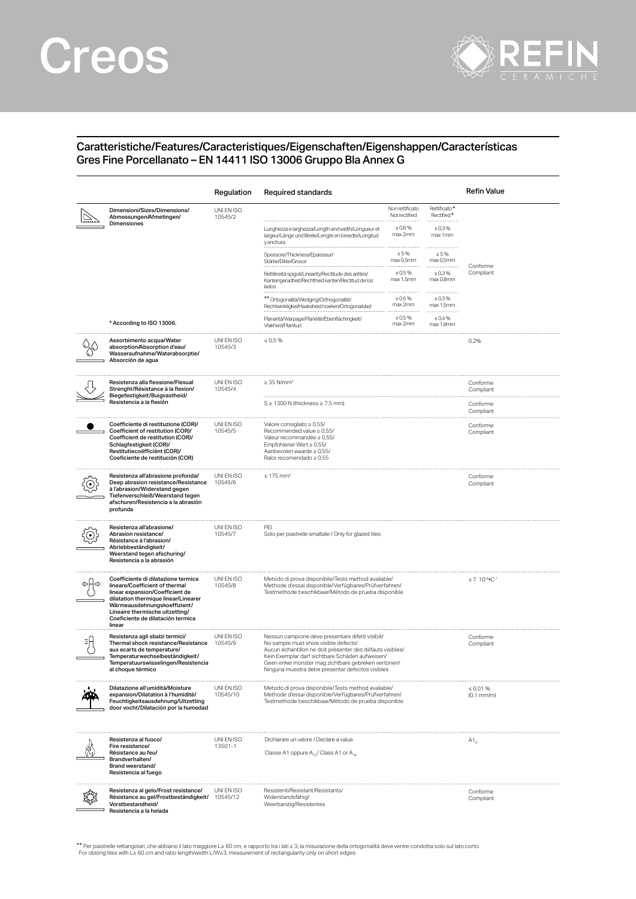# Creos

REFIN CERAMICHE

## Caratteristiche/Features/Caracteristiques/Eigenschaften/Eigenshappen/Características
## Gres Fine Porcellanato – EN 14411 ISO 13006 Gruppo BIa Annex G

| | Regulation | Required standards | Non rettificato Not rectified | Rettificato* Rectified* | Refin Value |
|---|---|---|---|---|---|
| Dimensioni/Sizes/Dimensions/ Abmessungen/Afmetingen/ Dimensiones | UNI EN ISO 10545/2 | Lunghezza e larghezza/Length and width/Longueur et largeur/Länge und Breite/Lengte en breedte/Longitud y anchura | ± 0,6 % max 2mm | ± 0,3 % max 1mm | Conforme Compliant |
| | | Spessore/Thickness/Epaisseur/ Stärke/Dikte/Grosor | ± 5 % max 0,5mm | ± 5 % max 0,5mm | |
| | | Rettilineità spigoli/Linearity/Rectitude des arêtes/ Kantengeradheit/Rechtheid kanten/Rectitud de los lados | ± 0,5 % max 1,5mm | ± 0,3 % max 0,8mm | |
| | | ** Ortogonalità/Wedging/Orthogonalité/ Rechtwinkligkeit/Haaksheid hoeken/Ortogonalidad | ± 0,5 % max 2mm | ± 0,3 % max 1,5mm | |
| * According to ISO 13006. | | Planarità/Warpage/Planéité/Ebenflächingkeit/ Vlakheid/Planitud | ± 0,5 % max 2mm | ± 0,4 % max 1,8mm | |
| Assorbimento acqua/Water absorption/Absorption d'eau/ Wasseraufnahme/Waterabsorptie/ Absorción de agua | UNI EN ISO 10545/3 | ≤ 0,5 % | | | 0,2% |
| Resistenza alla flessione/Flexual Strenght/Résistance à la flexion/ Biegefestigkeit/Buigvastheid/ Resistencia a la flexión | UNI EN ISO 10545/4 | ≥ 35 N/mm² | | | Conforme Compliant |
| | | S ≥ 1300 N (thickness ≥ 7,5 mm) | | | Conforme Compliant |
| Coefficiente di restituzione (COR)/ Coefficient of restitution (COR)/ Coefficient de restitution (COR)/ Schlagfestigkeit (COR)/ Restitutiecoëfficiënt (COR)/ Coeficiente de restitución (COR) | UNI EN ISO 10545/5 | Valore consigliato ≥ 0,55/ Recommended value ≥ 0,55/ Valeur recommandée ≥ 0,55/ Empfohlener Wert ≥ 0,55/ Aanbevolen waarde ≥ 0,55/ Ralor recomendado ≥ 0,55 | | | Conforme Compliant |
| Resistenza all'abrasione profonda/ Deep abrasion resistance/Resistance à l'abrasion/Widerstand gegen Tiefenverschleiß/Weerstand tegen afschuren/Resistencia a la abrasión profunda | UNI EN ISO 10545/6 | ≤ 175 mm³ | | | Conforme Compliant |
| Resistenza all'abrasione/ Abrasion resistance/ Résistance à l'abrasion/ Abriebbeständigkeit/ Weerstand tegen afschuring/ Resistencia a la abrasión | UNI EN ISO 10545/7 | PEI Solo per piastrelle smaltate / Only for glazed tiles | | | |
| Coefficiente di dilatazione termica lineare/Coefficient of thermal linear expansion/Coefficient de dilatation thermique linear/Linearer Wärmeausdehnungskoeffizient/ Lineaire thermische uitzetting/ Coeficiente de dilatación termica linear | UNI EN ISO 10545/8 | Metodo di prova disponibile/Tests method available/ Methode d'essai disponible/Verfügbares/Prüfverfahren/ Testmethode beschikbaar/Método de prueba disponible | | | ≤ 7 $10^{-6}$•$C^{-1}$ |
| Resistenza agli sbalzi termici/ Thermal shock resistance/Resistance aux ecarts de temperature/ Temperaturwechselbeständigkeit/ Temperatuurswisselingen/Resistencia al choque térmico | UNI EN ISO 10545/9 | Nessun campione deve presentare difetti visibili/ No sample must show visible defects/ Aucun échantillon ne doit présenter des défauts visibles/ Kein Exemplar darf sichtbare Schäden aufweisen/ Geen enkel monster mag zichtbare gebreken vertonen/ Ninguna muestra debe presentar defectos visibles | | | Conforme Compliant |
| Dilatazione all'umidità/Moisture expansion/Dilatation à l'humidité/ Feuchtigkeitsausdehnung/Uitzetting door vocht/Dilatación por la humedad | UNI EN ISO 10545/10 | Metodo di prova disponibile/Tests method available/ Methode d'essai disponible/Verfügbares/Prüfverfahren/ Testmethode beschikbaar/Método de prueba disponible | | | ≤ 0,01 % (0,1 mm/m) |
| Resistenza al fuoco/ Fire resistance/ Résistance au feu/ Brandverhalten/ Brand weerstand/ Resistencia al fuego | UNI EN ISO 13501-1 | Dichiarare un valore / Declare a value Classe A1 oppure $A_{1fl}$ / Class A1 or $A_{1fl}$ | | | $A1_{fl}$ |
| Resistenza al gelo/Frost resistance/ Résistance au gel/Frostbeständigkeit/ Vorstbestandheid/ Resistencia a la helada | UNI EN ISO 10545/12 | Resistenti/Resistant/Resistants/ Widerstandsfähig/ Weerbarstig/Resistentes | | | Conforme Compliant |

** Per piastrelle rettangolari, che abbiano il lato maggiore L≥ 60 cm, e rapporto tra i lati ≥ 3, la misurazione della ortogonalità deve venire condotta solo sul lato corto.
For oblong tiles with L≥ 60 cm and ratio length/width L/W≥3, measurement of rectangularity only on short edges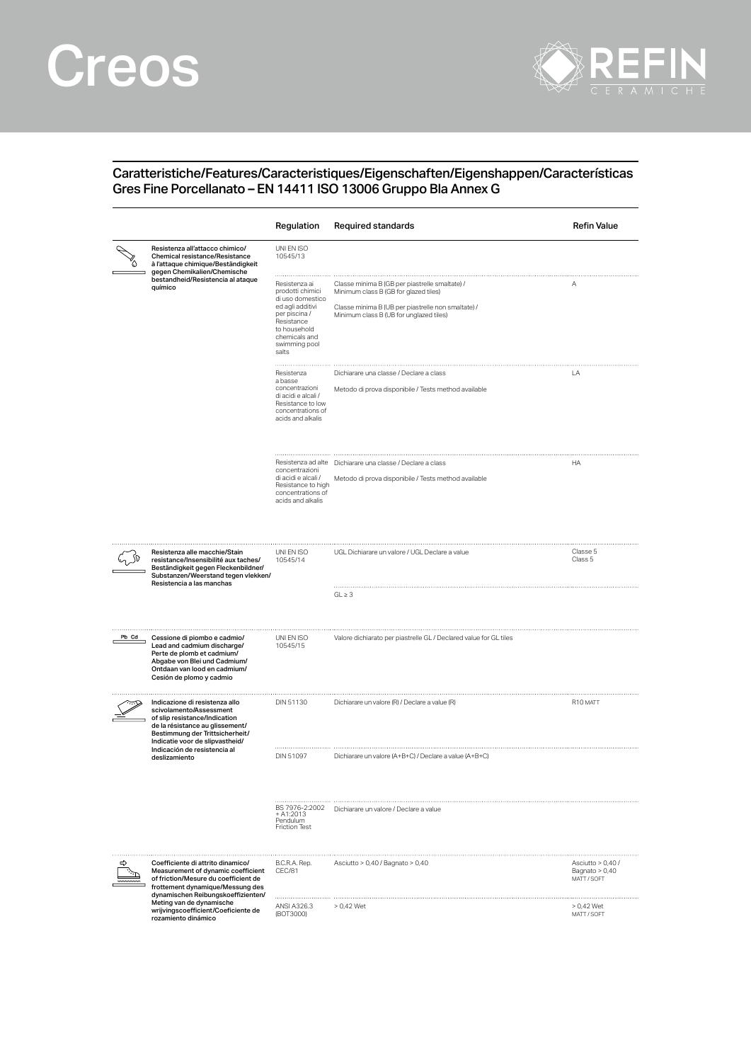# Creos

REFIN CERAMICHE

## Caratteristiche/Features/Caracteristiques/Eigenschaften/Eigenshappen/Características Gres Fine Porcellanato – EN 14411 ISO 13006 Gruppo BIa Annex G

| | Regulation | Required standards | Refin Value |
|---|---|---|---|
| Resistenza all'attacco chimico/Chemical resistance/Resistance à l'attaque chimique/Beständigkeit gegen Chemikalien/Chemische bestandheid/Resistencia al ataque químico | UNI EN ISO 10545/13 | | |
| | Resistenza ai prodotti chimici di uso domestico ed agli additivi per piscina / Resistance to household chemicals and swimming pool salts | Classe minima B (GB per piastrelle smaltate) / Minimum class B (GB for glazed tiles)<br>Classe minima B (UB per piastrelle non smaltate) / Minimum class B (UB for unglazed tiles) | A |
| | Resistenza a basse concentrazioni di acidi e alcali / Resistance to low concentrations of acids and alkalis | Dichiarare una classe / Declare a class<br>Metodo di prova disponibile / Tests method available | LA |
| | Resistenza ad alte concentrazioni di acidi e alcali / Resistance to high concentrations of acids and alkalis | Dichiarare una classe / Declare a class<br>Metodo di prova disponibile / Tests method available | HA |
| Resistenza alle macchie/Stain resistance/Insensibilité aux taches/Beständigkeit gegen Fleckenbildner/Substanzen/Weerstand tegen vlekken/Resistencia a las manchas | UNI EN ISO 10545/14 | UGL Dichiarare un valore / UGL Declare a value | Classe 5<br>Class 5 |
| | | GL ≥ 3 | |
| Pb Cd Cessione di piombo e cadmio/Lead and cadmium discharge/Perte de plomb et cadmium/Abgabe von Blei und Cadmium/Ontdaan van lood en cadmium/Cesión de plomo y cadmio | UNI EN ISO 10545/15 | Valore dichiarato per piastrelle GL / Declared value for GL tiles | |
| Indicazione di resistenza allo scivolamento/Assessment of slip resistance/Indication de la résistance au glissement/Bestimmung der Trittsicherheit/Indicatie voor de slipvastheid/Indicación de resistencia al deslizamiento | DIN 51130 | Dichiarare un valore (R) / Declare a value (R) | R10 MATT |
| | DIN 51097 | Dichiarare un valore (A+B+C) / Declare a value (A+B+C) | |
| | BS 7976-2:2002 + A1:2013 Pendulum Friction Test | Dichiarare un valore / Declare a value | |
| Coefficiente di attrito dinamico/Measurement of dynamic coefficient of friction/Mesure du coefficient de frottement dynamique/Messung des dynamischen Reibungskoeffizienten/Meting van de dynamische wrijvingscoefficient/Coeficiente de rozamiento dinámico | B.C.R.A. Rep. CEC/81 | Asciutto > 0,40 / Bagnato > 0,40 | Asciutto > 0,40 / Bagnato > 0,40 MATT / SOFT |
| | ANSI A326.3 (BOT3000) | > 0,42 Wet | > 0,42 Wet MATT / SOFT |